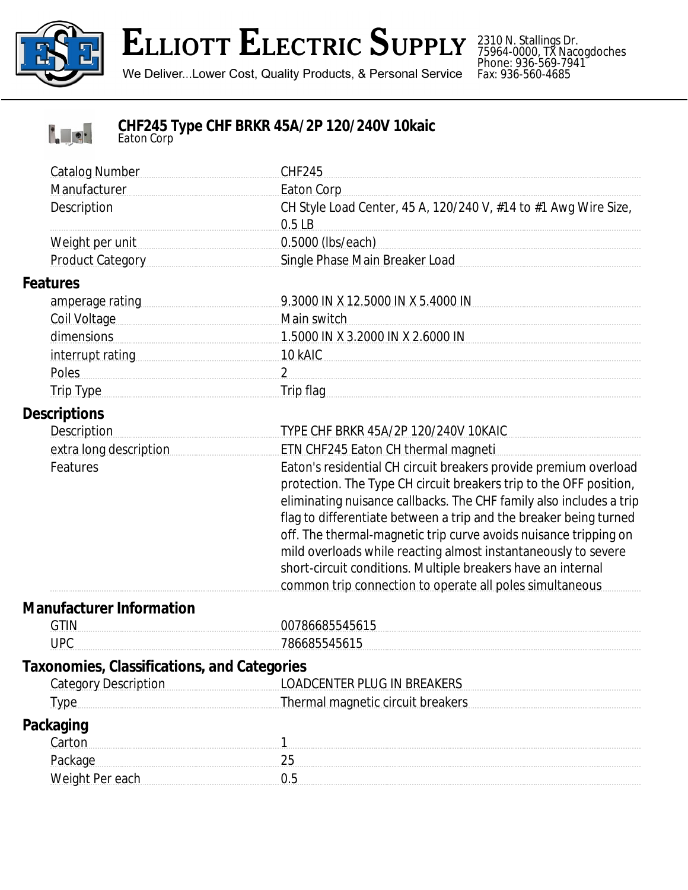# ELLIOTT ELECTRIC SUPPLY

We Deliver...Lower Cost, Quality Products, & Personal Service

2310 N. Stallings Dr.
75964-0000, TX Nacogdoches
Phone: 936-569-7941
Fax: 936-560-4685

## CHF245 Type CHF BRKR 45A/2P 120/240V 10kaic

Eaton Corp

| | |
|---|---|
| Catalog Number | CHF245 |
| Manufacturer | Eaton Corp |
| Description | CH Style Load Center, 45 A, 120/240 V, #14 to #1 Awg Wire Size, 0.5 LB |
| Weight per unit | 0.5000 (lbs/each) |
| Product Category | Single Phase Main Breaker Load |

### Features

| | |
|---|---|
| amperage rating | 9.3000 IN X 12.5000 IN X 5.4000 IN |
| Coil Voltage | Main switch |
| dimensions | 1.5000 IN X 3.2000 IN X 2.6000 IN |
| interrupt rating | 10 kAIC |
| Poles | 2 |
| Trip Type | Trip flag |

### Descriptions

| | |
|---|---|
| Description | TYPE CHF BRKR 45A/2P 120/240V 10KAIC |
| extra long description | ETN CHF245 Eaton CH thermal magneti |
| Features | Eaton's residential CH circuit breakers provide premium overload protection. The Type CH circuit breakers trip to the OFF position, eliminating nuisance callbacks. The CHF family also includes a trip flag to differentiate between a trip and the breaker being turned off. The thermal-magnetic trip curve avoids nuisance tripping on mild overloads while reacting almost instantaneously to severe short-circuit conditions. Multiple breakers have an internal common trip connection to operate all poles simultaneous |

### Manufacturer Information

| | |
|---|---|
| GTIN | 00786685545615 |
| UPC | 786685545615 |

### Taxonomies, Classifications, and Categories

| | |
|---|---|
| Category Description | LOADCENTER PLUG IN BREAKERS |
| Type | Thermal magnetic circuit breakers |

### Packaging

| | |
|---|---|
| Carton | 1 |
| Package | 25 |
| Weight Per each | 0.5 |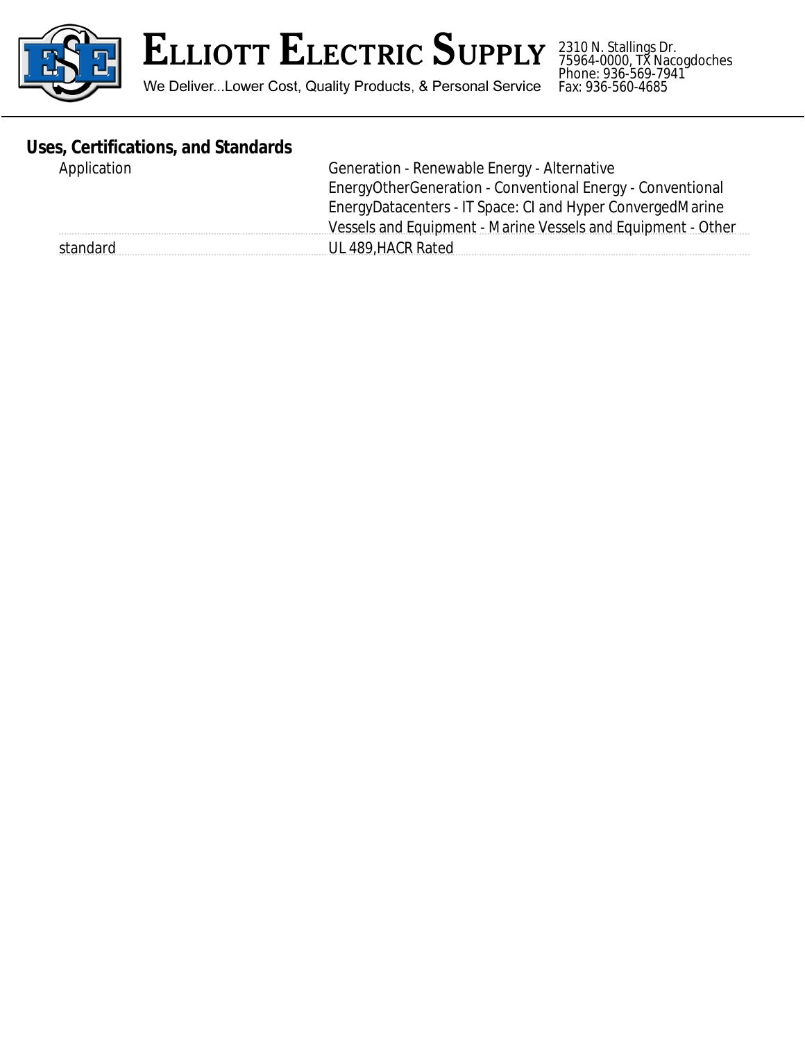## Uses, Certifications, and Standards

| | |
|---|---|
| Application | Generation - Renewable Energy - Alternative EnergyOtherGeneration - Conventional Energy - Conventional EnergyDatacenters - IT Space: CI and Hyper ConvergedMarine Vessels and Equipment - Marine Vessels and Equipment - Other |
| standard | UL 489,HACR Rated |